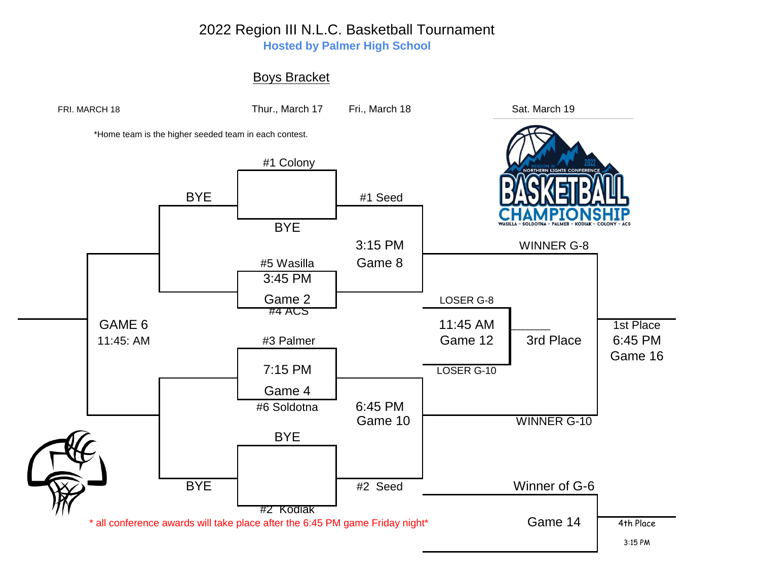# 2022 Region III N.L.C. Basketball Tournament

**Hosted by Palmer High School**

## Boys Bracket

FRI. MARCH 18 — Thur., March 17 — Fri., March 18 — Sat. March 19

*Home team is the higher seeded team in each contest.

**Thur., March 17**

- #1 Colony vs BYE
- #5 Wasilla vs #4 ACS — 3:45 PM, Game 2
- #3 Palmer vs #6 Soldotna — 7:15 PM, Game 4
- BYE vs #2 Kodiak

**Fri., March 18**

- #1 Seed vs Winner Game 2 — 3:15 PM, Game 8
- Winner Game 4 vs #2 Seed — 6:45 PM, Game 10
- GAME 6 — 11:45: AM (Loser Game 2 vs Loser Game 4)
- LOSER G-8 vs LOSER G-10 — 11:45 AM, Game 12

**Sat. March 19**

- WINNER G-8 vs WINNER G-10 — 1st Place, 6:45 PM, Game 16
- 3rd Place (Winner Game 12)
- Winner of G-6 — Game 14 — 4th Place, 3:15 PM

REGION III NORTHERN LIGHTS CONFERENCE 2022 BASKETBALL CHAMPIONSHIP
WASILLA - SOLDOTNA - PALMER - KODIAK - COLONY - ACS

* all conference awards will take place after the 6:45 PM game Friday night*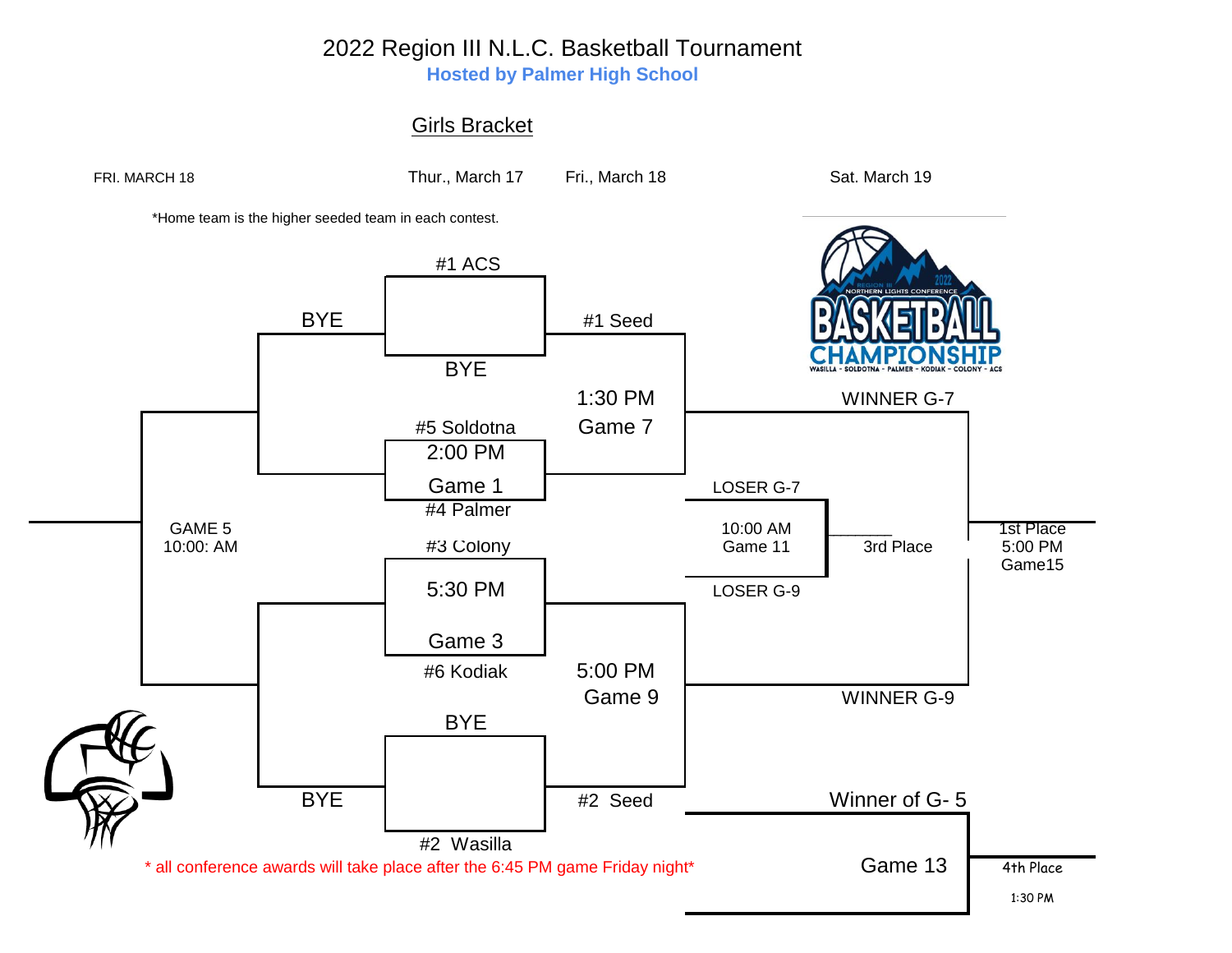# 2022 Region III N.L.C. Basketball Tournament

**Hosted by Palmer High School**

## Girls Bracket

FRI. MARCH 18

Thur., March 17

Fri., March 18

Sat. March 19

*Home team is the higher seeded team in each contest.

#1 ACS

BYE

#1 Seed

BYE

1:30 PM
Game 7

WINNER G-7

#5 Soldotna

2:00 PM

Game 1

#4 Palmer

LOSER G-7

GAME 5
10:00: AM

10:00 AM
Game 11

3rd Place

1st Place
5:00 PM
Game15

#3 Colony

LOSER G-9

5:30 PM

Game 3

#6 Kodiak

5:00 PM
Game 9

WINNER G-9

BYE

BYE

#2 Seed

Winner of G- 5

#2 Wasilla

* all conference awards will take place after the 6:45 PM game Friday night*

Game 13

4th Place

1:30 PM